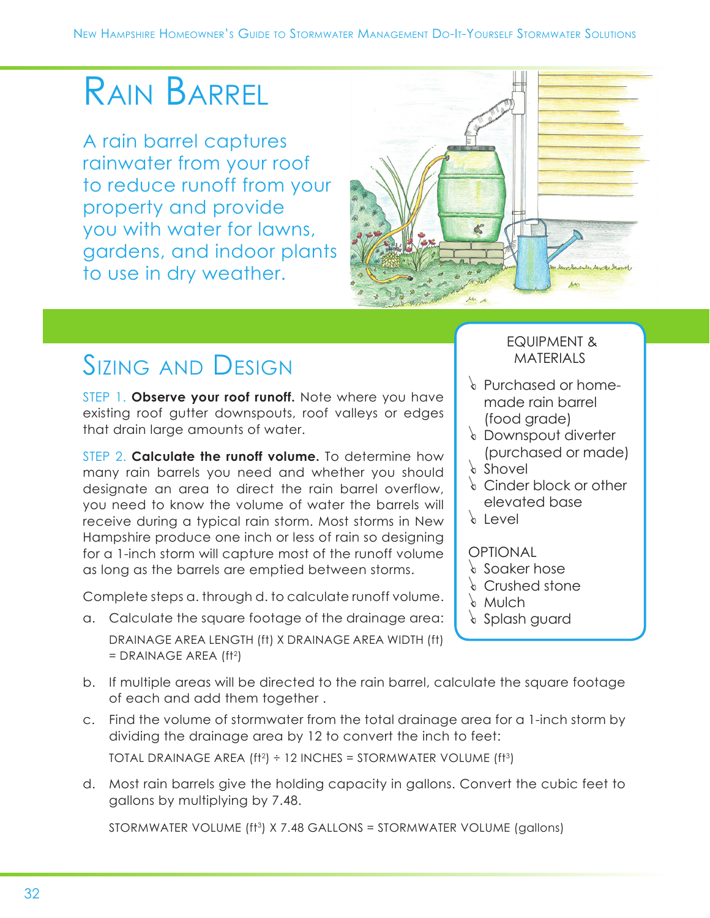# Rain Barrel

A rain barrel captures rainwater from your roof to reduce runoff from your property and provide you with water for lawns, gardens, and indoor plants to use in dry weather.

## Sizing and Design

STEP 1. **Observe your roof runoff.** Note where you have existing roof gutter downspouts, roof valleys or edges that drain large amounts of water.

STEP 2. **Calculate the runoff volume.** To determine how many rain barrels you need and whether you should designate an area to direct the rain barrel overflow, you need to know the volume of water the barrels will receive during a typical rain storm. Most storms in New Hampshire produce one inch or less of rain so designing for a 1-inch storm will capture most of the runoff volume as long as the barrels are emptied between storms.

Complete steps a. through d. to calculate runoff volume.

a. Calculate the square footage of the drainage area:

   DRAINAGE AREA LENGTH (ft) X DRAINAGE AREA WIDTH (ft) = DRAINAGE AREA ($ft^2$)

b. If multiple areas will be directed to the rain barrel, calculate the square footage of each and add them together .

c. Find the volume of stormwater from the total drainage area for a 1-inch storm by dividing the drainage area by 12 to convert the inch to feet:

   TOTAL DRAINAGE AREA ($ft^2$) ÷ 12 INCHES = STORMWATER VOLUME ($ft^3$)

d. Most rain barrels give the holding capacity in gallons. Convert the cubic feet to gallons by multiplying by 7.48.

   STORMWATER VOLUME ($ft^3$) X 7.48 GALLONS = STORMWATER VOLUME (gallons)

### EQUIPMENT & MATERIALS

- Purchased or home-made rain barrel (food grade)
- Downspout diverter (purchased or made)
- Shovel
- Cinder block or other elevated base
- Level

OPTIONAL

- Soaker hose
- Crushed stone
- Mulch
- Splash guard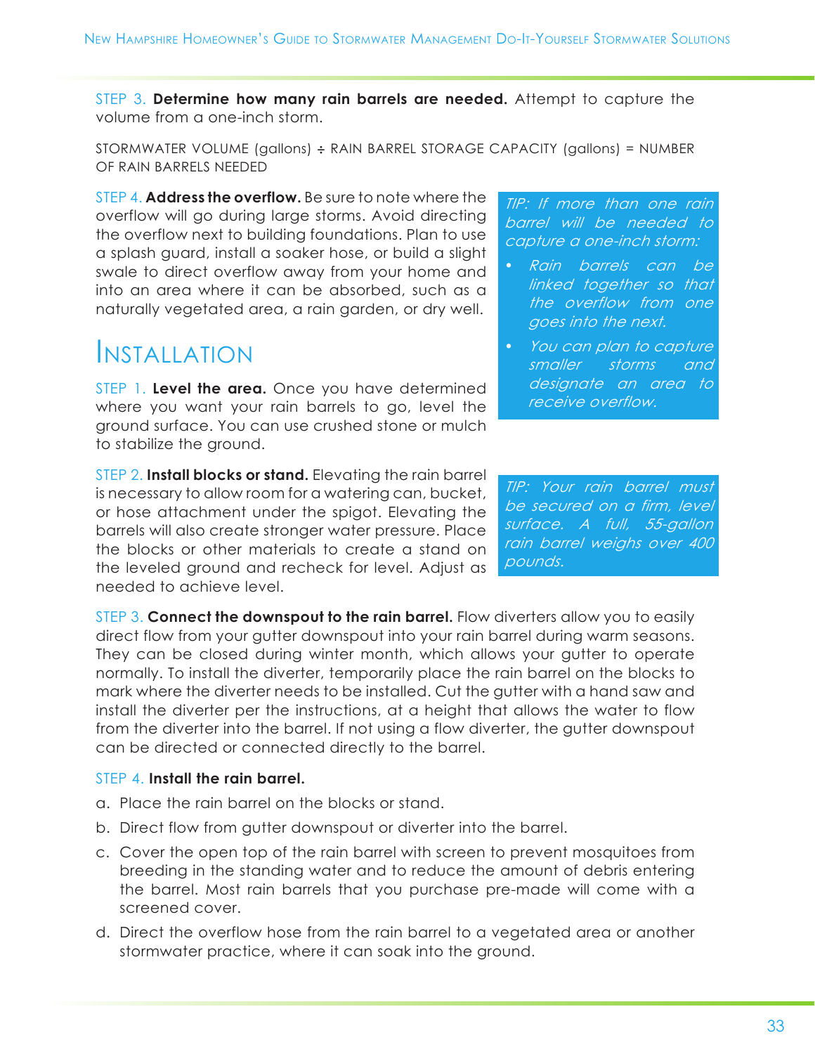STEP 3. **Determine how many rain barrels are needed.** Attempt to capture the volume from a one-inch storm.

STORMWATER VOLUME (gallons) ÷ RAIN BARREL STORAGE CAPACITY (gallons) = NUMBER OF RAIN BARRELS NEEDED

STEP 4. **Address the overflow.** Be sure to note where the overflow will go during large storms. Avoid directing the overflow next to building foundations. Plan to use a splash guard, install a soaker hose, or build a slight swale to direct overflow away from your home and into an area where it can be absorbed, such as a naturally vegetated area, a rain garden, or dry well.

*TIP: If more than one rain barrel will be needed to capture a one-inch storm:*

- *Rain barrels can be linked together so that the overflow from one goes into the next.*
- *You can plan to capture smaller storms and designate an area to receive overflow.*

# Installation

STEP 1. **Level the area.** Once you have determined where you want your rain barrels to go, level the ground surface. You can use crushed stone or mulch to stabilize the ground.

STEP 2. **Install blocks or stand.** Elevating the rain barrel is necessary to allow room for a watering can, bucket, or hose attachment under the spigot. Elevating the barrels will also create stronger water pressure. Place the blocks or other materials to create a stand on the leveled ground and recheck for level. Adjust as needed to achieve level.

*TIP: Your rain barrel must be secured on a firm, level surface. A full, 55-gallon rain barrel weighs over 400 pounds.*

STEP 3. **Connect the downspout to the rain barrel.** Flow diverters allow you to easily direct flow from your gutter downspout into your rain barrel during warm seasons. They can be closed during winter month, which allows your gutter to operate normally. To install the diverter, temporarily place the rain barrel on the blocks to mark where the diverter needs to be installed. Cut the gutter with a hand saw and install the diverter per the instructions, at a height that allows the water to flow from the diverter into the barrel. If not using a flow diverter, the gutter downspout can be directed or connected directly to the barrel.

STEP 4. **Install the rain barrel.**

a. Place the rain barrel on the blocks or stand.

b. Direct flow from gutter downspout or diverter into the barrel.

c. Cover the open top of the rain barrel with screen to prevent mosquitoes from breeding in the standing water and to reduce the amount of debris entering the barrel. Most rain barrels that you purchase pre-made will come with a screened cover.

d. Direct the overflow hose from the rain barrel to a vegetated area or another stormwater practice, where it can soak into the ground.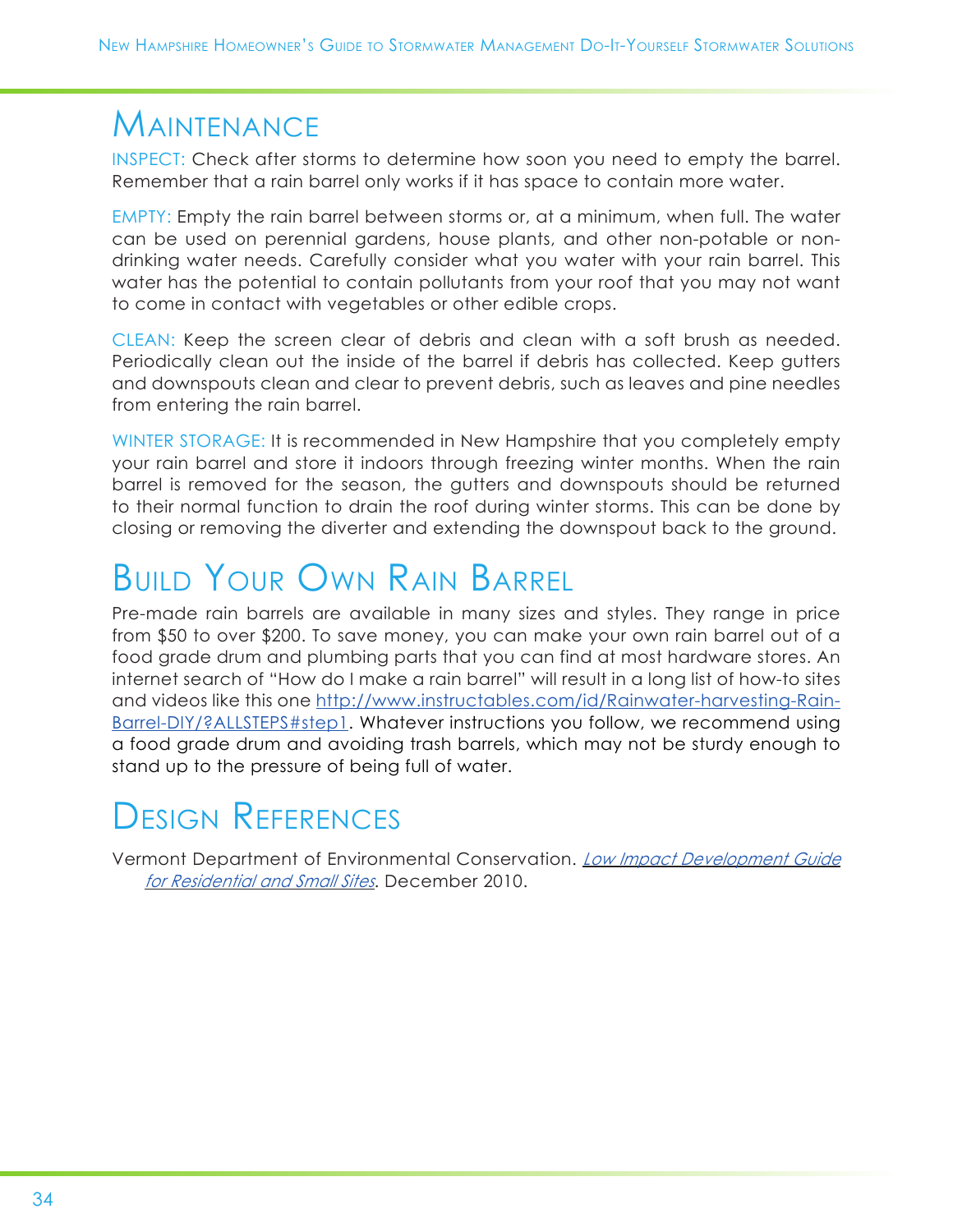## Maintenance

INSPECT: Check after storms to determine how soon you need to empty the barrel. Remember that a rain barrel only works if it has space to contain more water.

EMPTY: Empty the rain barrel between storms or, at a minimum, when full. The water can be used on perennial gardens, house plants, and other non-potable or non-drinking water needs. Carefully consider what you water with your rain barrel. This water has the potential to contain pollutants from your roof that you may not want to come in contact with vegetables or other edible crops.

CLEAN: Keep the screen clear of debris and clean with a soft brush as needed. Periodically clean out the inside of the barrel if debris has collected. Keep gutters and downspouts clean and clear to prevent debris, such as leaves and pine needles from entering the rain barrel.

WINTER STORAGE: It is recommended in New Hampshire that you completely empty your rain barrel and store it indoors through freezing winter months. When the rain barrel is removed for the season, the gutters and downspouts should be returned to their normal function to drain the roof during winter storms. This can be done by closing or removing the diverter and extending the downspout back to the ground.

## Build Your Own Rain Barrel

Pre-made rain barrels are available in many sizes and styles. They range in price from $50 to over $200. To save money, you can make your own rain barrel out of a food grade drum and plumbing parts that you can find at most hardware stores. An internet search of "How do I make a rain barrel" will result in a long list of how-to sites and videos like this one http://www.instructables.com/id/Rainwater-harvesting-Rain-Barrel-DIY/?ALLSTEPS#step1. Whatever instructions you follow, we recommend using a food grade drum and avoiding trash barrels, which may not be sturdy enough to stand up to the pressure of being full of water.

## Design References

Vermont Department of Environmental Conservation. *Low Impact Development Guide for Residential and Small Sites*. December 2010.